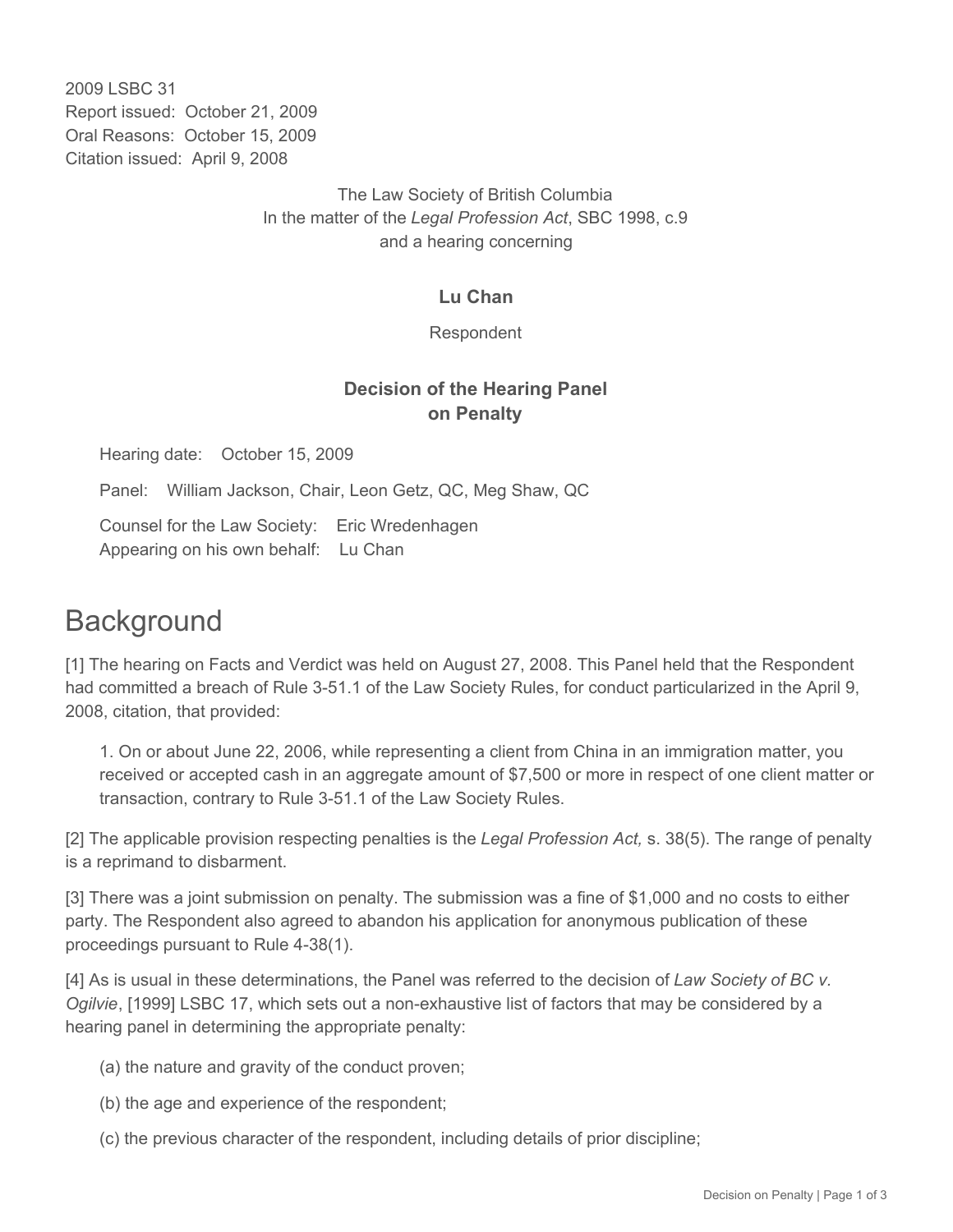2009 LSBC 31
Report issued: October 21, 2009
Oral Reasons: October 15, 2009
Citation issued: April 9, 2008

The Law Society of British Columbia
In the matter of the *Legal Profession Act*, SBC 1998, c.9
and a hearing concerning

**Lu Chan**

Respondent

**Decision of the Hearing Panel on Penalty**

Hearing date: October 15, 2009

Panel: William Jackson, Chair, Leon Getz, QC, Meg Shaw, QC

Counsel for the Law Society: Eric Wredenhagen
Appearing on his own behalf: Lu Chan

# Background

[1] The hearing on Facts and Verdict was held on August 27, 2008. This Panel held that the Respondent had committed a breach of Rule 3-51.1 of the Law Society Rules, for conduct particularized in the April 9, 2008, citation, that provided:

> 1. On or about June 22, 2006, while representing a client from China in an immigration matter, you received or accepted cash in an aggregate amount of $7,500 or more in respect of one client matter or transaction, contrary to Rule 3-51.1 of the Law Society Rules.

[2] The applicable provision respecting penalties is the *Legal Profession Act,* s. 38(5). The range of penalty is a reprimand to disbarment.

[3] There was a joint submission on penalty. The submission was a fine of $1,000 and no costs to either party. The Respondent also agreed to abandon his application for anonymous publication of these proceedings pursuant to Rule 4-38(1).

[4] As is usual in these determinations, the Panel was referred to the decision of *Law Society of BC v. Ogilvie*, [1999] LSBC 17, which sets out a non-exhaustive list of factors that may be considered by a hearing panel in determining the appropriate penalty:

(a) the nature and gravity of the conduct proven;

(b) the age and experience of the respondent;

(c) the previous character of the respondent, including details of prior discipline;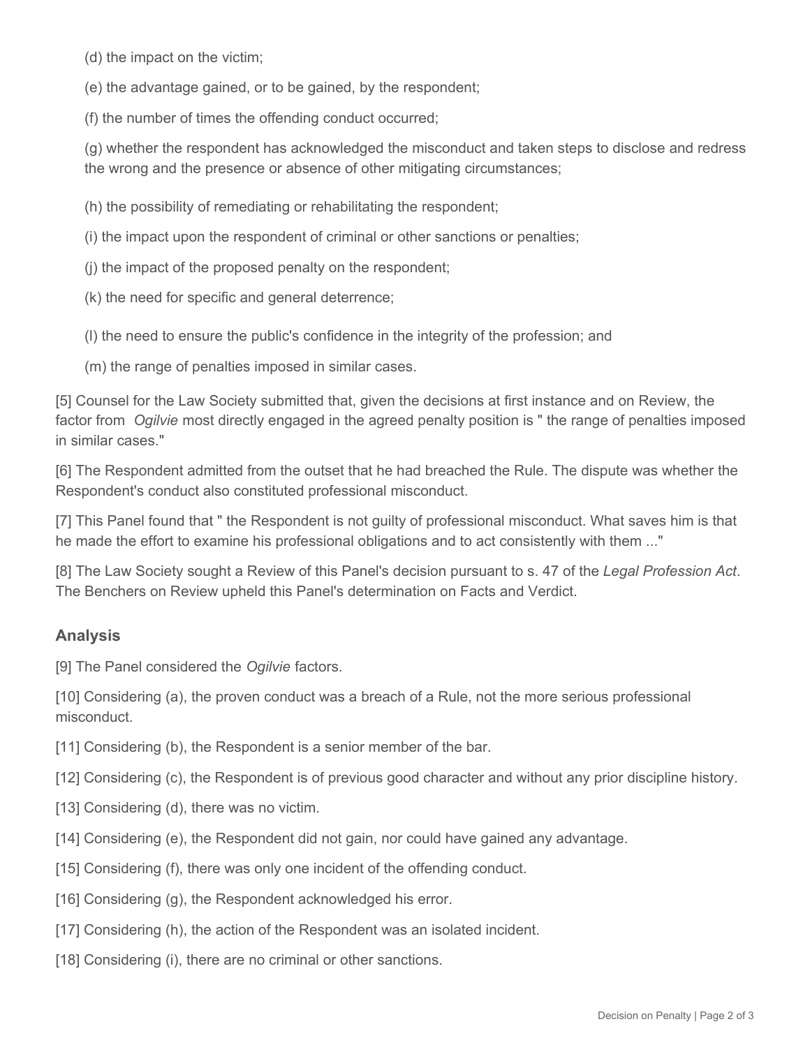(d) the impact on the victim;

(e) the advantage gained, or to be gained, by the respondent;

(f) the number of times the offending conduct occurred;

(g) whether the respondent has acknowledged the misconduct and taken steps to disclose and redress the wrong and the presence or absence of other mitigating circumstances;

(h) the possibility of remediating or rehabilitating the respondent;

(i) the impact upon the respondent of criminal or other sanctions or penalties;

(j) the impact of the proposed penalty on the respondent;

(k) the need for specific and general deterrence;

(l) the need to ensure the public's confidence in the integrity of the profession; and

(m) the range of penalties imposed in similar cases.

[5] Counsel for the Law Society submitted that, given the decisions at first instance and on Review, the factor from *Ogilvie* most directly engaged in the agreed penalty position is " the range of penalties imposed in similar cases."

[6] The Respondent admitted from the outset that he had breached the Rule. The dispute was whether the Respondent's conduct also constituted professional misconduct.

[7] This Panel found that " the Respondent is not guilty of professional misconduct. What saves him is that he made the effort to examine his professional obligations and to act consistently with them ..."

[8] The Law Society sought a Review of this Panel's decision pursuant to s. 47 of the *Legal Profession Act*. The Benchers on Review upheld this Panel's determination on Facts and Verdict.

## Analysis

[9] The Panel considered the *Ogilvie* factors.

[10] Considering (a), the proven conduct was a breach of a Rule, not the more serious professional misconduct.

[11] Considering (b), the Respondent is a senior member of the bar.

[12] Considering (c), the Respondent is of previous good character and without any prior discipline history.

[13] Considering (d), there was no victim.

[14] Considering (e), the Respondent did not gain, nor could have gained any advantage.

[15] Considering (f), there was only one incident of the offending conduct.

[16] Considering (g), the Respondent acknowledged his error.

[17] Considering (h), the action of the Respondent was an isolated incident.

[18] Considering (i), there are no criminal or other sanctions.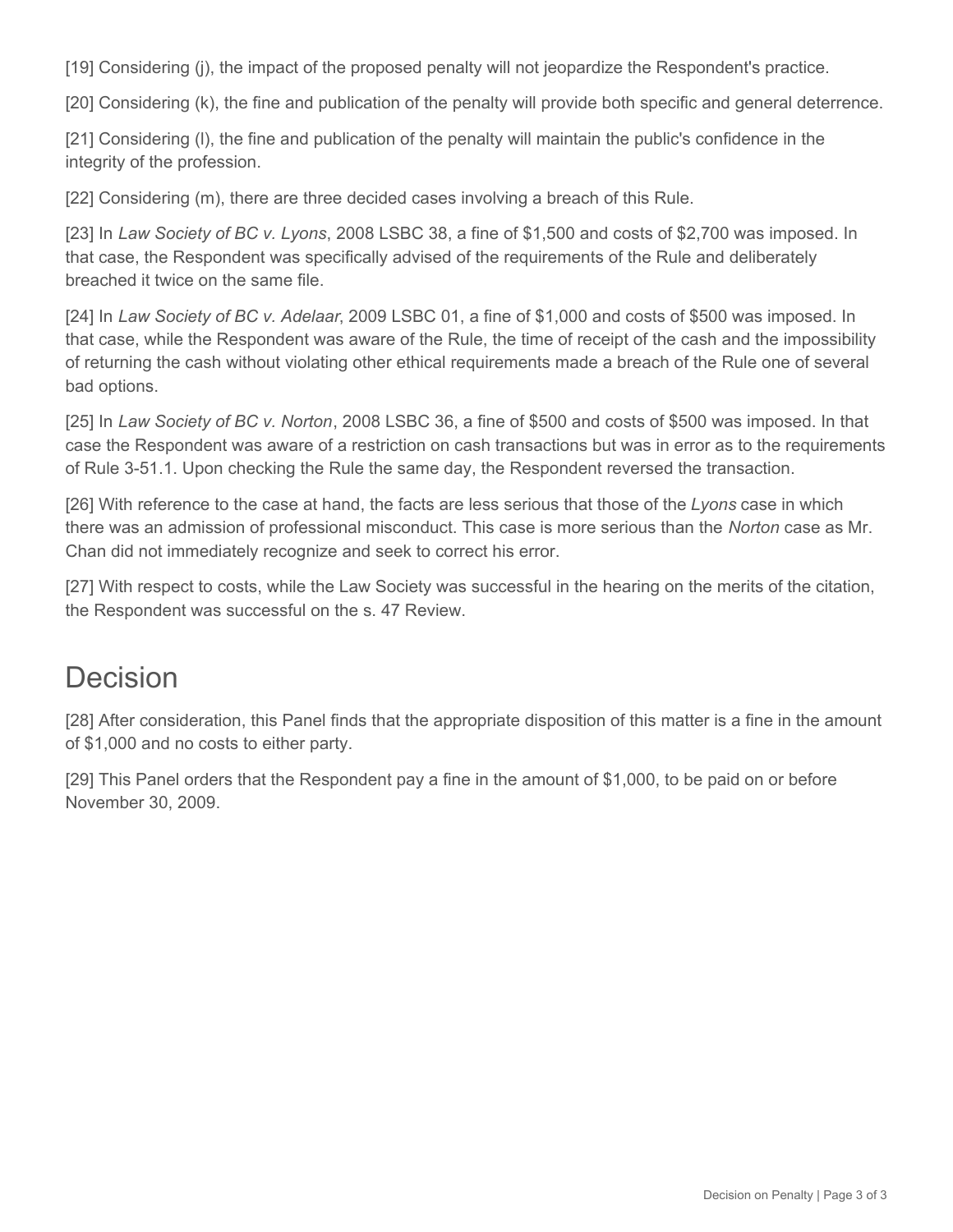[19] Considering (j), the impact of the proposed penalty will not jeopardize the Respondent's practice.

[20] Considering (k), the fine and publication of the penalty will provide both specific and general deterrence.

[21] Considering (l), the fine and publication of the penalty will maintain the public's confidence in the integrity of the profession.

[22] Considering (m), there are three decided cases involving a breach of this Rule.

[23] In *Law Society of BC v. Lyons*, 2008 LSBC 38, a fine of $1,500 and costs of $2,700 was imposed. In that case, the Respondent was specifically advised of the requirements of the Rule and deliberately breached it twice on the same file.

[24] In *Law Society of BC v. Adelaar*, 2009 LSBC 01, a fine of $1,000 and costs of $500 was imposed. In that case, while the Respondent was aware of the Rule, the time of receipt of the cash and the impossibility of returning the cash without violating other ethical requirements made a breach of the Rule one of several bad options.

[25] In *Law Society of BC v. Norton*, 2008 LSBC 36, a fine of $500 and costs of $500 was imposed. In that case the Respondent was aware of a restriction on cash transactions but was in error as to the requirements of Rule 3-51.1. Upon checking the Rule the same day, the Respondent reversed the transaction.

[26] With reference to the case at hand, the facts are less serious that those of the *Lyons* case in which there was an admission of professional misconduct. This case is more serious than the *Norton* case as Mr. Chan did not immediately recognize and seek to correct his error.

[27] With respect to costs, while the Law Society was successful in the hearing on the merits of the citation, the Respondent was successful on the s. 47 Review.

# Decision

[28] After consideration, this Panel finds that the appropriate disposition of this matter is a fine in the amount of $1,000 and no costs to either party.

[29] This Panel orders that the Respondent pay a fine in the amount of $1,000, to be paid on or before November 30, 2009.